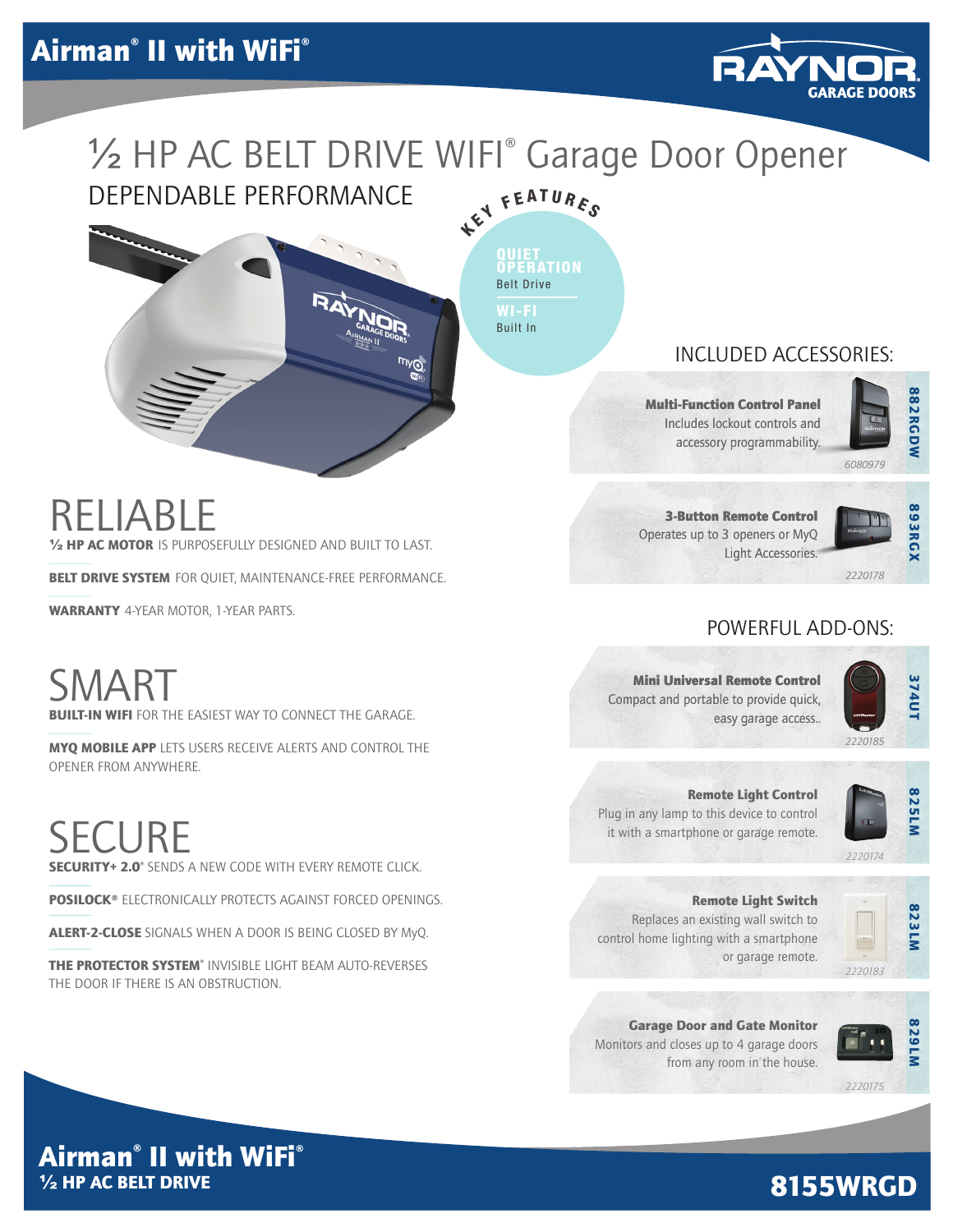# Airman® II with WiFi®

RAYNOR GARAGE DOORS

## ½ HP AC BELT DRIVE WIFI® Garage Door Opener

DEPENDABLE PERFORMANCE

**KEY FEATURES**

**QUIET OPERATION**
Belt Drive

**WI-FI**
Built In

## RELIABLE

**½ HP AC MOTOR** IS PURPOSEFULLY DESIGNED AND BUILT TO LAST.

**BELT DRIVE SYSTEM** FOR QUIET, MAINTENANCE-FREE PERFORMANCE.

**WARRANTY** 4-YEAR MOTOR, 1-YEAR PARTS.

## SMART

**BUILT-IN WIFI** FOR THE EASIEST WAY TO CONNECT THE GARAGE.

**MYQ MOBILE APP** LETS USERS RECEIVE ALERTS AND CONTROL THE OPENER FROM ANYWHERE.

## SECURE

**SECURITY+ 2.0®** SENDS A NEW CODE WITH EVERY REMOTE CLICK.

**POSILOCK®** ELECTRONICALLY PROTECTS AGAINST FORCED OPENINGS.

**ALERT-2-CLOSE** SIGNALS WHEN A DOOR IS BEING CLOSED BY MyQ.

**THE PROTECTOR SYSTEM®** INVISIBLE LIGHT BEAM AUTO-REVERSES THE DOOR IF THERE IS AN OBSTRUCTION.

## INCLUDED ACCESSORIES:

**Multi-Function Control Panel**
Includes lockout controls and accessory programmability.
6080979 — 882RGDW

**3-Button Remote Control**
Operates up to 3 openers or MyQ Light Accessories.
2220178 — 893RGX

## POWERFUL ADD-ONS:

**Mini Universal Remote Control**
Compact and portable to provide quick, easy garage access..
2220185 — 374UT

**Remote Light Control**
Plug in any lamp to this device to control it with a smartphone or garage remote.
2220174 — 825LM

**Remote Light Switch**
Replaces an existing wall switch to control home lighting with a smartphone or garage remote.
2220183 — 823LM

**Garage Door and Gate Monitor**
Monitors and closes up to 4 garage doors from any room in the house.
2220175 — 829LM

**Airman® II with WiFi®**
**½ HP AC BELT DRIVE**

**8155WRGD**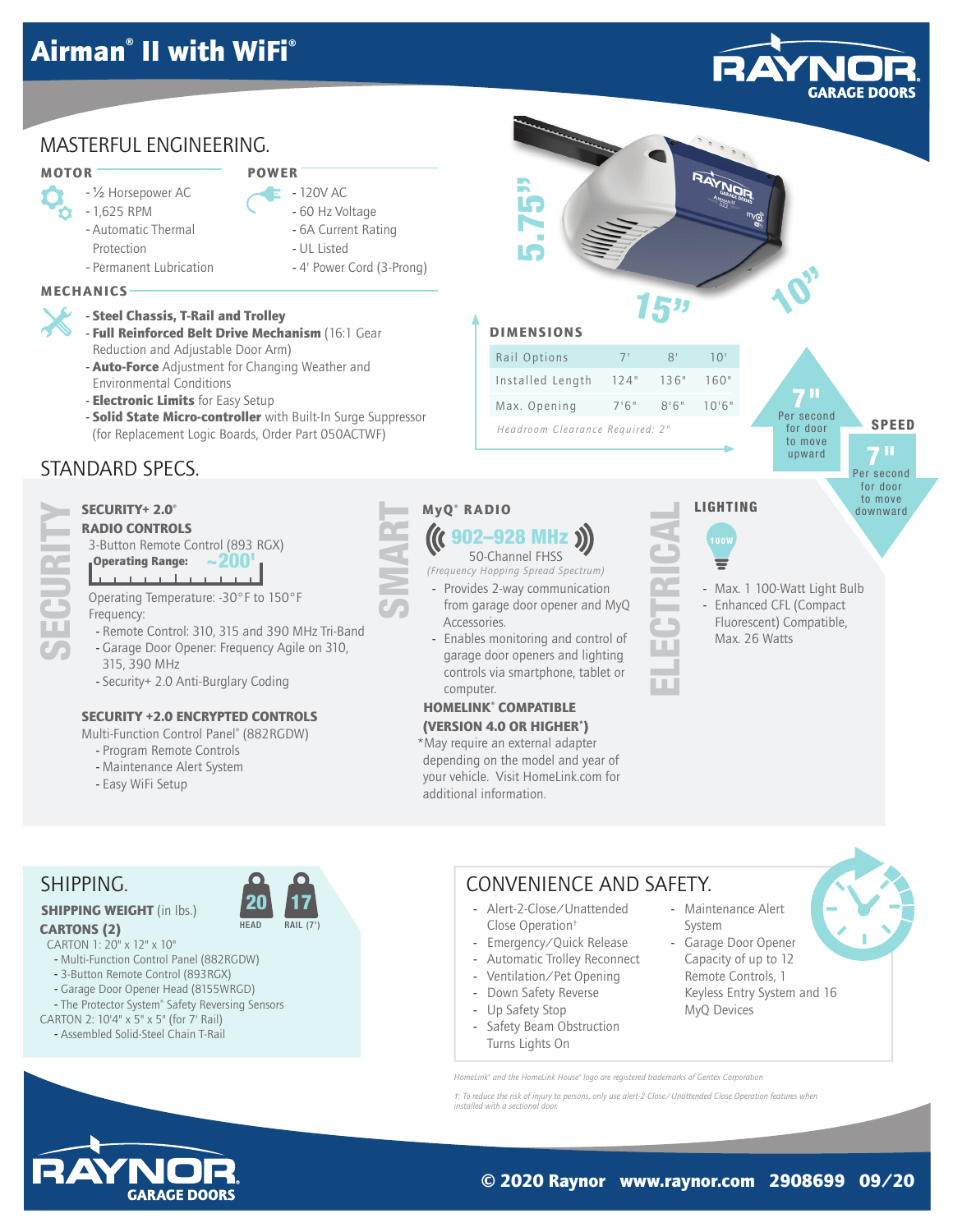# Airman® II with WiFi®

RAYNOR GARAGE DOORS

## MASTERFUL ENGINEERING.

### MOTOR

- ½ Horsepower AC
- 1,625 RPM
- Automatic Thermal Protection
- Permanent Lubrication

### POWER

- 120V AC
- 60 Hz Voltage
- 6A Current Rating
- UL Listed
- 4' Power Cord (3-Prong)

### MECHANICS

- **Steel Chassis, T-Rail and Trolley**
- **Full Reinforced Belt Drive Mechanism** (16:1 Gear Reduction and Adjustable Door Arm)
- **Auto-Force** Adjustment for Changing Weather and Environmental Conditions
- **Electronic Limits** for Easy Setup
- **Solid State Micro-controller** with Built-In Surge Suppressor (for Replacement Logic Boards, Order Part 050ACTWF)

5.75"

15"

10"

### DIMENSIONS

| Rail Options | 7' | 8' | 10' |
|---|---|---|---|
| Installed Length | 124" | 136" | 160" |
| Max. Opening | 7'6" | 8'6" | 10'6" |

*Headroom Clearance Required: 2"*

### SPEED

7" Per second for door to move upward

7" Per second for door to move downward

## STANDARD SPECS.

### SECURITY

**SECURITY+ 2.0®**
**RADIO CONTROLS**

3-Button Remote Control (893 RGX)
**Operating Range:** ~200'

Operating Temperature: -30°F to 150°F
Frequency:

- Remote Control: 310, 315 and 390 MHz Tri-Band
- Garage Door Opener: Frequency Agile on 310, 315, 390 MHz
- Security+ 2.0 Anti-Burglary Coding

**SECURITY +2.0 ENCRYPTED CONTROLS**

Multi-Function Control Panel® (882RGDW)

- Program Remote Controls
- Maintenance Alert System
- Easy WiFi Setup

### SMART

**MyQ® RADIO**

902–928 MHz
50-Channel FHSS
*(Frequency Hopping Spread Spectrum)*

- Provides 2-way communication from garage door opener and MyQ Accessories.
- Enables monitoring and control of garage door openers and lighting controls via smartphone, tablet or computer.

**HOMELINK® COMPATIBLE (VERSION 4.0 OR HIGHER*)**

*May require an external adapter depending on the model and year of your vehicle. Visit HomeLink.com for additional information.

### ELECTRICAL

**LIGHTING**

100W

- Max. 1 100-Watt Light Bulb
- Enhanced CFL (Compact Fluorescent) Compatible, Max. 26 Watts

## SHIPPING.

**SHIPPING WEIGHT** (in lbs.)

20 HEAD
17 RAIL (7')

**CARTONS (2)**

CARTON 1: 20" x 12" x 10"

- Multi-Function Control Panel (882RGDW)
- 3-Button Remote Control (893RGX)
- Garage Door Opener Head (8155WRGD)
- The Protector System® Safety Reversing Sensors

CARTON 2: 10'4" x 5" x 5" (for 7' Rail)

- Assembled Solid-Steel Chain T-Rail

## CONVENIENCE AND SAFETY.

- Alert-2-Close/Unattended Close Operation†
- Emergency/Quick Release
- Automatic Trolley Reconnect
- Ventilation/Pet Opening
- Down Safety Reverse
- Up Safety Stop
- Safety Beam Obstruction Turns Lights On
- Maintenance Alert System
- Garage Door Opener Capacity of up to 12 Remote Controls, 1 Keyless Entry System and 16 MyQ Devices

*HomeLink® and the HomeLink House® logo are registered trademarks of Gentex Corporation*

*†: To reduce the risk of injury to persons, only use alert-2-Close/Unattended Close Operation features when installed with a sectional door.*

RAYNOR GARAGE DOORS

**© 2020 Raynor www.raynor.com 2908699 09/20**